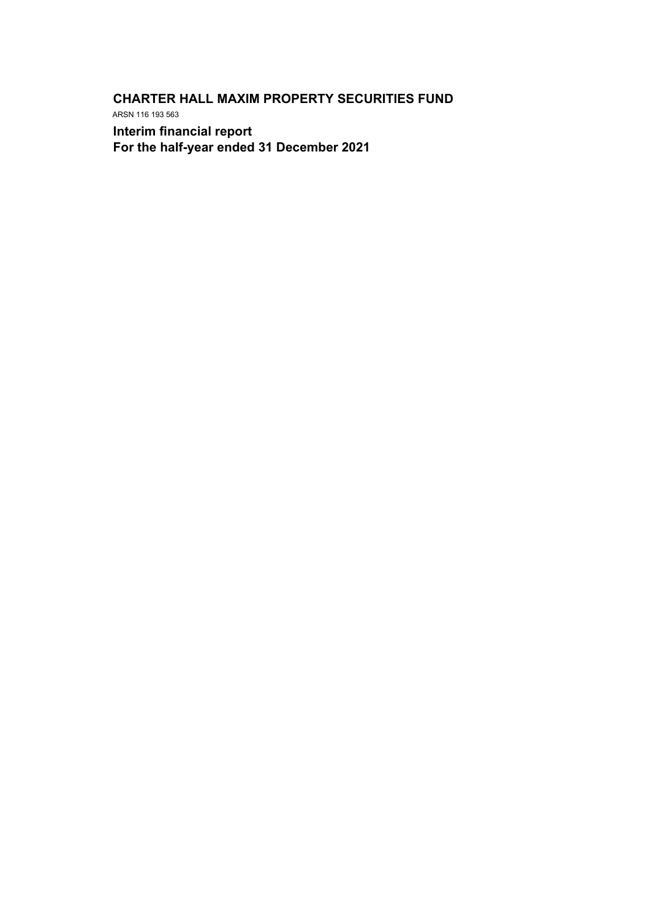# CHARTER HALL MAXIM PROPERTY SECURITIES FUND

ARSN 116 193 563

## Interim financial report
## For the half-year ended 31 December 2021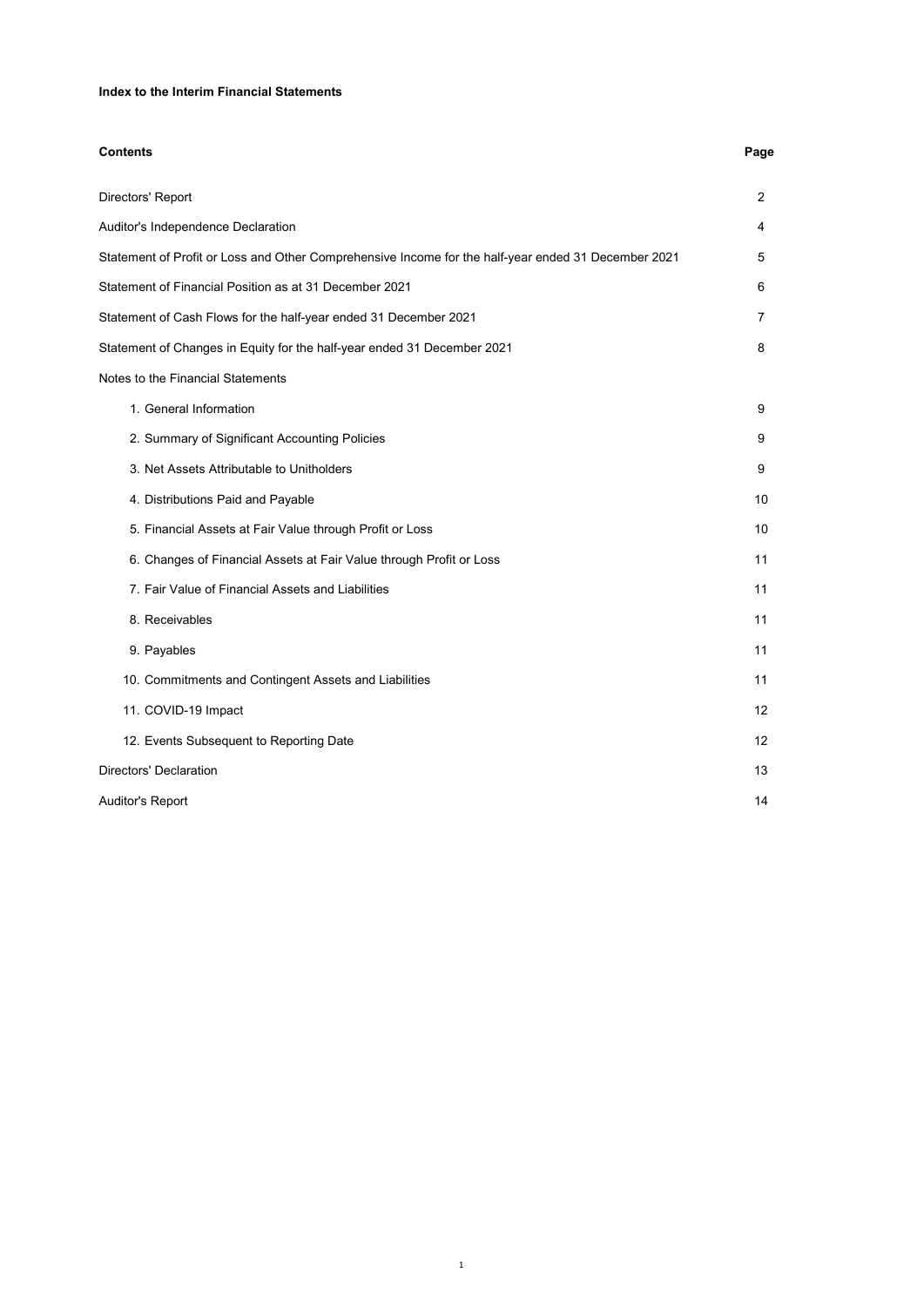**Index to the Interim Financial Statements**

| Contents | Page |
|---|---|
| Directors' Report | 2 |
| Auditor's Independence Declaration | 4 |
| Statement of Profit or Loss and Other Comprehensive Income for the half-year ended 31 December 2021 | 5 |
| Statement of Financial Position as at 31 December 2021 | 6 |
| Statement of Cash Flows for the half-year ended 31 December 2021 | 7 |
| Statement of Changes in Equity for the half-year ended 31 December 2021 | 8 |
| Notes to the Financial Statements | |
| 1. General Information | 9 |
| 2. Summary of Significant Accounting Policies | 9 |
| 3. Net Assets Attributable to Unitholders | 9 |
| 4. Distributions Paid and Payable | 10 |
| 5. Financial Assets at Fair Value through Profit or Loss | 10 |
| 6. Changes of Financial Assets at Fair Value through Profit or Loss | 11 |
| 7. Fair Value of Financial Assets and Liabilities | 11 |
| 8. Receivables | 11 |
| 9. Payables | 11 |
| 10. Commitments and Contingent Assets and Liabilities | 11 |
| 11. COVID-19 Impact | 12 |
| 12. Events Subsequent to Reporting Date | 12 |
| Directors' Declaration | 13 |
| Auditor's Report | 14 |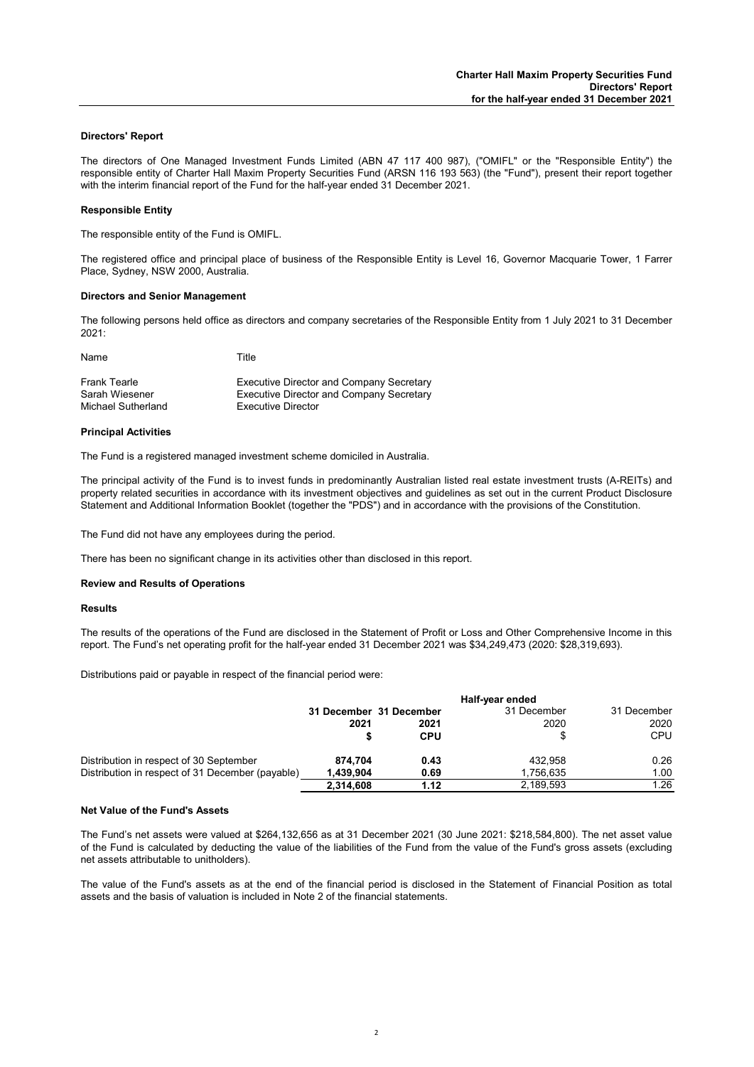## Directors' Report

The directors of One Managed Investment Funds Limited (ABN 47 117 400 987), ("OMIFL" or the "Responsible Entity") the responsible entity of Charter Hall Maxim Property Securities Fund (ARSN 116 193 563) (the "Fund"), present their report together with the interim financial report of the Fund for the half-year ended 31 December 2021.

### Responsible Entity

The responsible entity of the Fund is OMIFL.

The registered office and principal place of business of the Responsible Entity is Level 16, Governor Macquarie Tower, 1 Farrer Place, Sydney, NSW 2000, Australia.

### Directors and Senior Management

The following persons held office as directors and company secretaries of the Responsible Entity from 1 July 2021 to 31 December 2021:

| Name | Title |
|---|---|
| Frank Tearle | Executive Director and Company Secretary |
| Sarah Wiesener | Executive Director and Company Secretary |
| Michael Sutherland | Executive Director |

### Principal Activities

The Fund is a registered managed investment scheme domiciled in Australia.

The principal activity of the Fund is to invest funds in predominantly Australian listed real estate investment trusts (A-REITs) and property related securities in accordance with its investment objectives and guidelines as set out in the current Product Disclosure Statement and Additional Information Booklet (together the "PDS") and in accordance with the provisions of the Constitution.

The Fund did not have any employees during the period.

There has been no significant change in its activities other than disclosed in this report.

### Review and Results of Operations

### Results

The results of the operations of the Fund are disclosed in the Statement of Profit or Loss and Other Comprehensive Income in this report. The Fund's net operating profit for the half-year ended 31 December 2021 was $34,249,473 (2020: $28,319,693).

Distributions paid or payable in respect of the financial period were:

| | Half-year ended | | | |
|---|---|---|---|---|
| | **31 December 2021** | **31 December 2021** | 31 December 2020 | 31 December 2020 |
| | **$** | **CPU** | $ | CPU |
| Distribution in respect of 30 September | **874,704** | **0.43** | 432,958 | 0.26 |
| Distribution in respect of 31 December (payable) | **1,439,904** | **0.69** | 1,756,635 | 1.00 |
| | **2,314,608** | **1.12** | 2,189,593 | 1.26 |

### Net Value of the Fund's Assets

The Fund's net assets were valued at $264,132,656 as at 31 December 2021 (30 June 2021: $218,584,800). The net asset value of the Fund is calculated by deducting the value of the liabilities of the Fund from the value of the Fund's gross assets (excluding net assets attributable to unitholders).

The value of the Fund's assets as at the end of the financial period is disclosed in the Statement of Financial Position as total assets and the basis of valuation is included in Note 2 of the financial statements.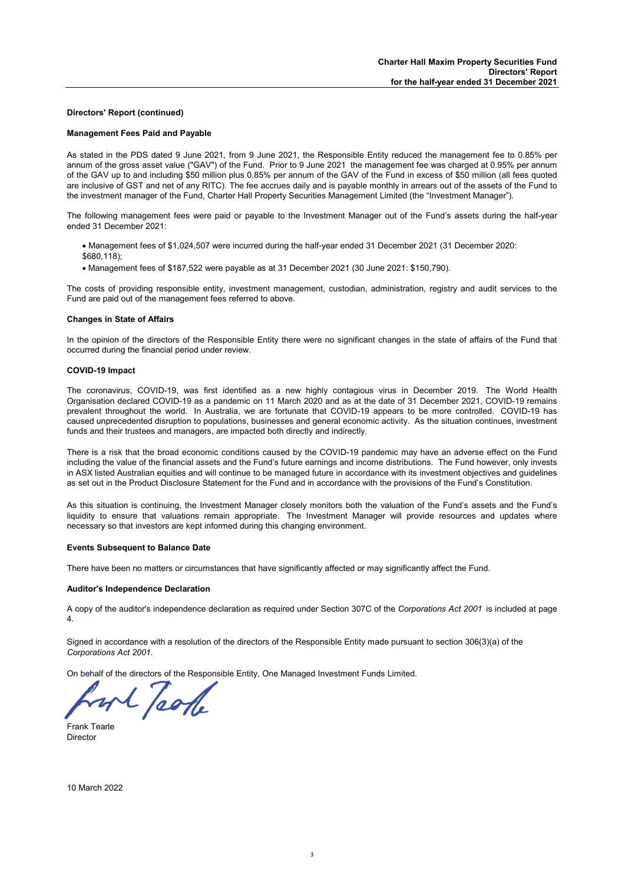## Directors' Report (continued)

### Management Fees Paid and Payable

As stated in the PDS dated 9 June 2021, from 9 June 2021, the Responsible Entity reduced the management fee to 0.85% per annum of the gross asset value ("GAV") of the Fund. Prior to 9 June 2021 the management fee was charged at 0.95% per annum of the GAV up to and including $50 million plus 0.85% per annum of the GAV of the Fund in excess of $50 million (all fees quoted are inclusive of GST and net of any RITC). The fee accrues daily and is payable monthly in arrears out of the assets of the Fund to the investment manager of the Fund, Charter Hall Property Securities Management Limited (the "Investment Manager").

The following management fees were paid or payable to the Investment Manager out of the Fund's assets during the half-year ended 31 December 2021:

- Management fees of $1,024,507 were incurred during the half-year ended 31 December 2021 (31 December 2020: $680,118);
- Management fees of $187,522 were payable as at 31 December 2021 (30 June 2021: $150,790).

The costs of providing responsible entity, investment management, custodian, administration, registry and audit services to the Fund are paid out of the management fees referred to above.

### Changes in State of Affairs

In the opinion of the directors of the Responsible Entity there were no significant changes in the state of affairs of the Fund that occurred during the financial period under review.

### COVID-19 Impact

The coronavirus, COVID-19, was first identified as a new highly contagious virus in December 2019. The World Health Organisation declared COVID-19 as a pandemic on 11 March 2020 and as at the date of 31 December 2021, COVID-19 remains prevalent throughout the world. In Australia, we are fortunate that COVID-19 appears to be more controlled. COVID-19 has caused unprecedented disruption to populations, businesses and general economic activity. As the situation continues, investment funds and their trustees and managers, are impacted both directly and indirectly.

There is a risk that the broad economic conditions caused by the COVID-19 pandemic may have an adverse effect on the Fund including the value of the financial assets and the Fund's future earnings and income distributions. The Fund however, only invests in ASX listed Australian equities and will continue to be managed future in accordance with its investment objectives and guidelines as set out in the Product Disclosure Statement for the Fund and in accordance with the provisions of the Fund's Constitution.

As this situation is continuing, the Investment Manager closely monitors both the valuation of the Fund's assets and the Fund's liquidity to ensure that valuations remain appropriate. The Investment Manager will provide resources and updates where necessary so that investors are kept informed during this changing environment.

### Events Subsequent to Balance Date

There have been no matters or circumstances that have significantly affected or may significantly affect the Fund.

### Auditor's Independence Declaration

A copy of the auditor's independence declaration as required under Section 307C of the *Corporations Act 2001* is included at page 4.

Signed in accordance with a resolution of the directors of the Responsible Entity made pursuant to section 306(3)(a) of the *Corporations Act 2001.*

On behalf of the directors of the Responsible Entity, One Managed Investment Funds Limited.

Frank Tearle
Director

10 March 2022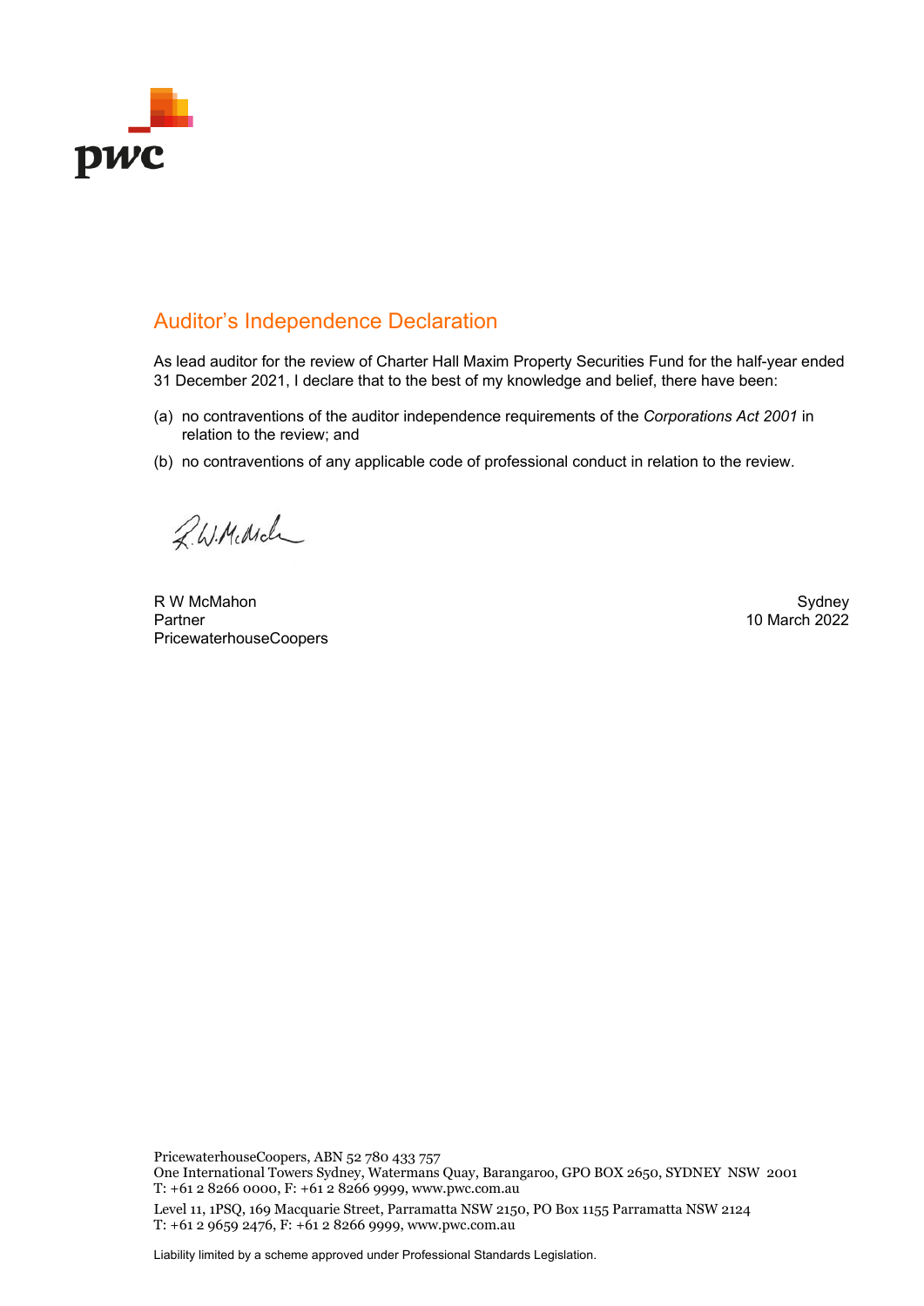## Auditor's Independence Declaration

As lead auditor for the review of Charter Hall Maxim Property Securities Fund for the half-year ended 31 December 2021, I declare that to the best of my knowledge and belief, there have been:

(a) no contraventions of the auditor independence requirements of the *Corporations Act 2001* in relation to the review; and

(b) no contraventions of any applicable code of professional conduct in relation to the review.

R W McMahon
Partner
PricewaterhouseCoopers

Sydney
10 March 2022

PricewaterhouseCoopers, ABN 52 780 433 757
One International Towers Sydney, Watermans Quay, Barangaroo, GPO BOX 2650, SYDNEY NSW 2001
T: +61 2 8266 0000, F: +61 2 8266 9999, www.pwc.com.au

Level 11, 1PSQ, 169 Macquarie Street, Parramatta NSW 2150, PO Box 1155 Parramatta NSW 2124
T: +61 2 9659 2476, F: +61 2 8266 9999, www.pwc.com.au

Liability limited by a scheme approved under Professional Standards Legislation.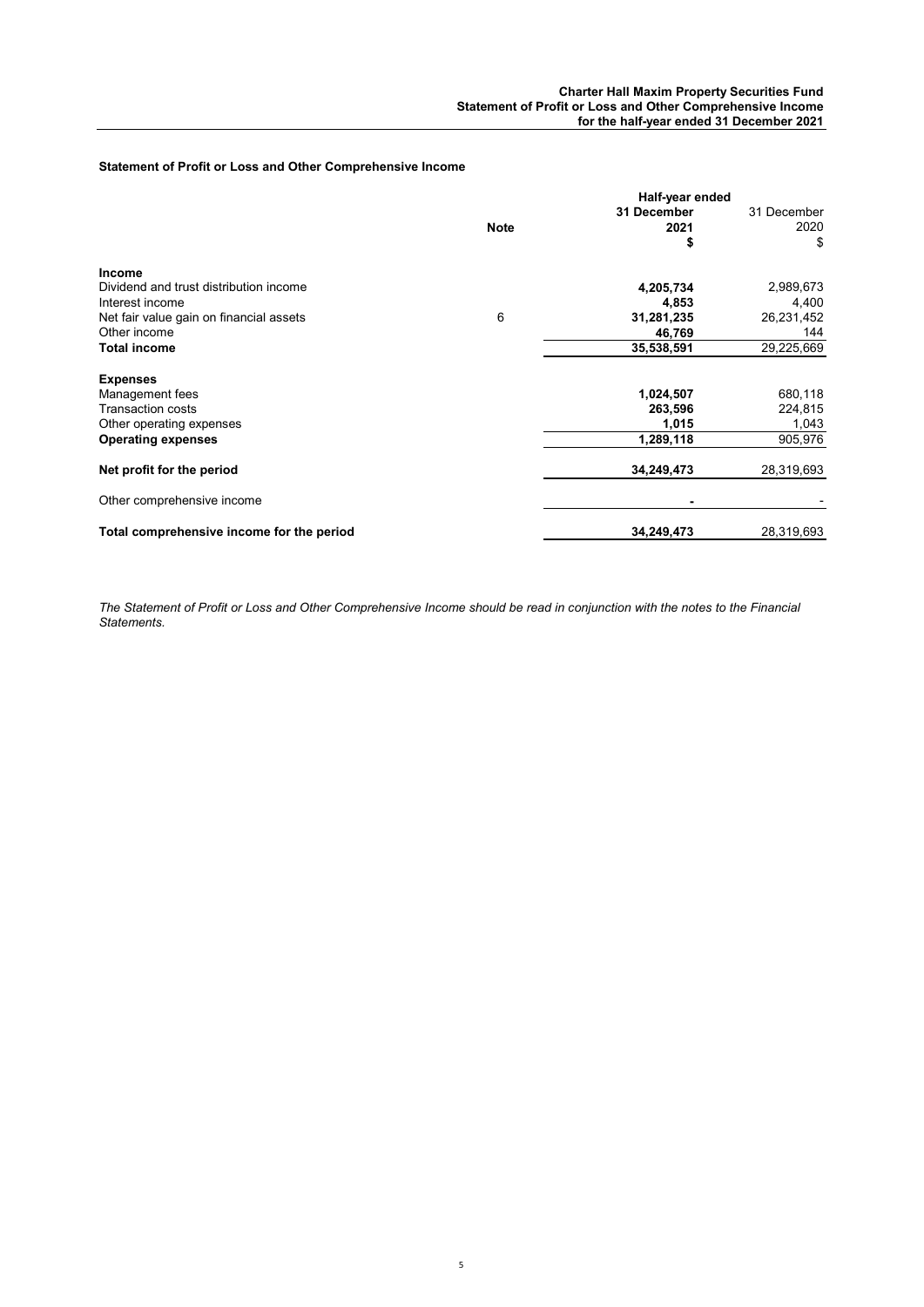## Statement of Profit or Loss and Other Comprehensive Income

| | Note | Half-year ended 31 December 2021 $ | 31 December 2020 $ |
|---|---|---|---|
| **Income** | | | |
| Dividend and trust distribution income | | **4,205,734** | 2,989,673 |
| Interest income | | **4,853** | 4,400 |
| Net fair value gain on financial assets | 6 | **31,281,235** | 26,231,452 |
| Other income | | **46,769** | 144 |
| **Total income** | | **35,538,591** | 29,225,669 |
| **Expenses** | | | |
| Management fees | | **1,024,507** | 680,118 |
| Transaction costs | | **263,596** | 224,815 |
| Other operating expenses | | **1,015** | 1,043 |
| **Operating expenses** | | **1,289,118** | 905,976 |
| **Net profit for the period** | | **34,249,473** | 28,319,693 |
| Other comprehensive income | | **-** | - |
| **Total comprehensive income for the period** | | **34,249,473** | 28,319,693 |

*The Statement of Profit or Loss and Other Comprehensive Income should be read in conjunction with the notes to the Financial Statements.*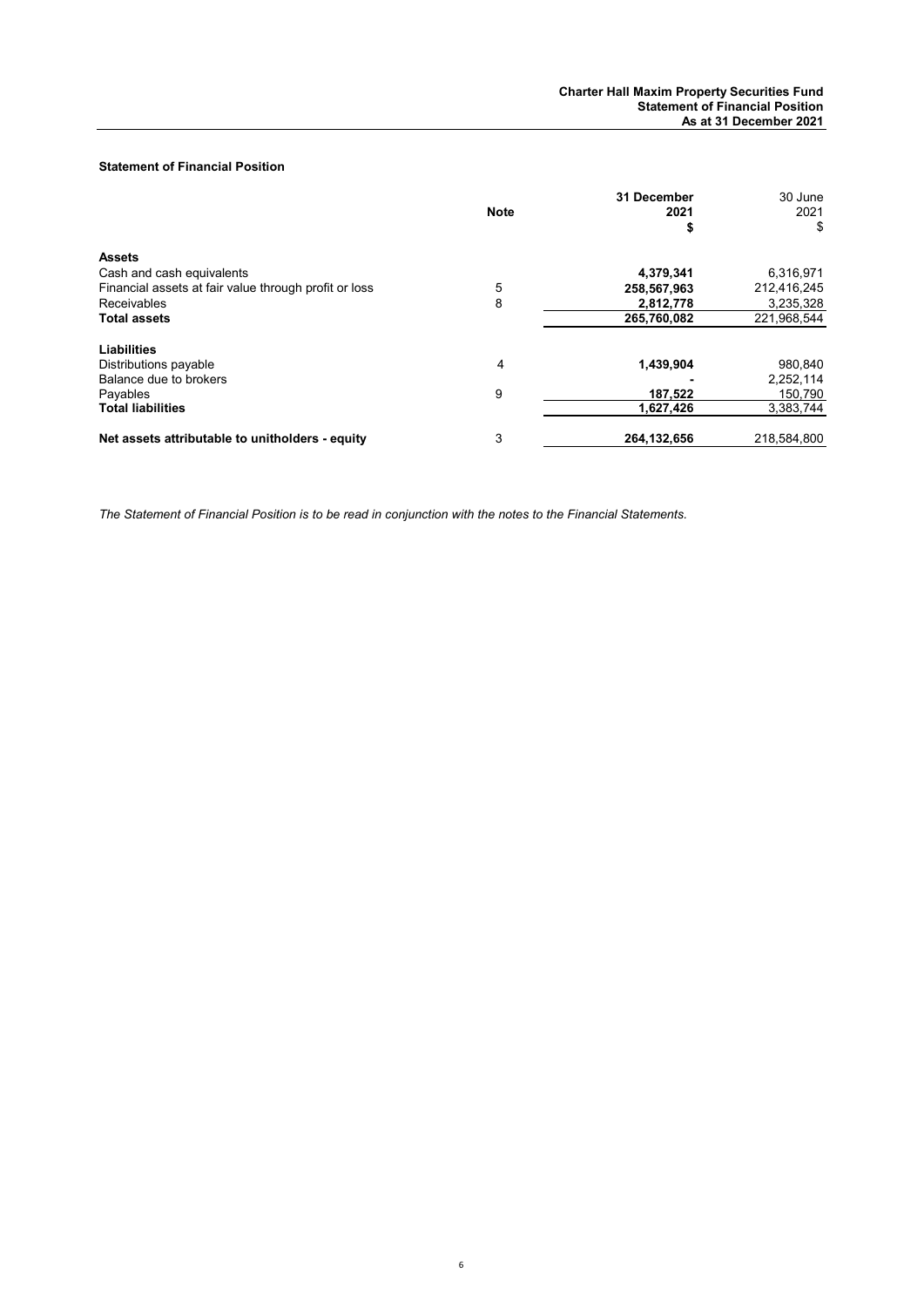## Statement of Financial Position

| | Note | 31 December 2021 $ | 30 June 2021 $ |
|---|---|---|---|
| **Assets** | | | |
| Cash and cash equivalents | | **4,379,341** | 6,316,971 |
| Financial assets at fair value through profit or loss | 5 | **258,567,963** | 212,416,245 |
| Receivables | 8 | **2,812,778** | 3,235,328 |
| **Total assets** | | **265,760,082** | 221,968,544 |
| **Liabilities** | | | |
| Distributions payable | 4 | **1,439,904** | 980,840 |
| Balance due to brokers | | **-** | 2,252,114 |
| Payables | 9 | **187,522** | 150,790 |
| **Total liabilities** | | **1,627,426** | 3,383,744 |
| **Net assets attributable to unitholders - equity** | 3 | **264,132,656** | 218,584,800 |

*The Statement of Financial Position is to be read in conjunction with the notes to the Financial Statements.*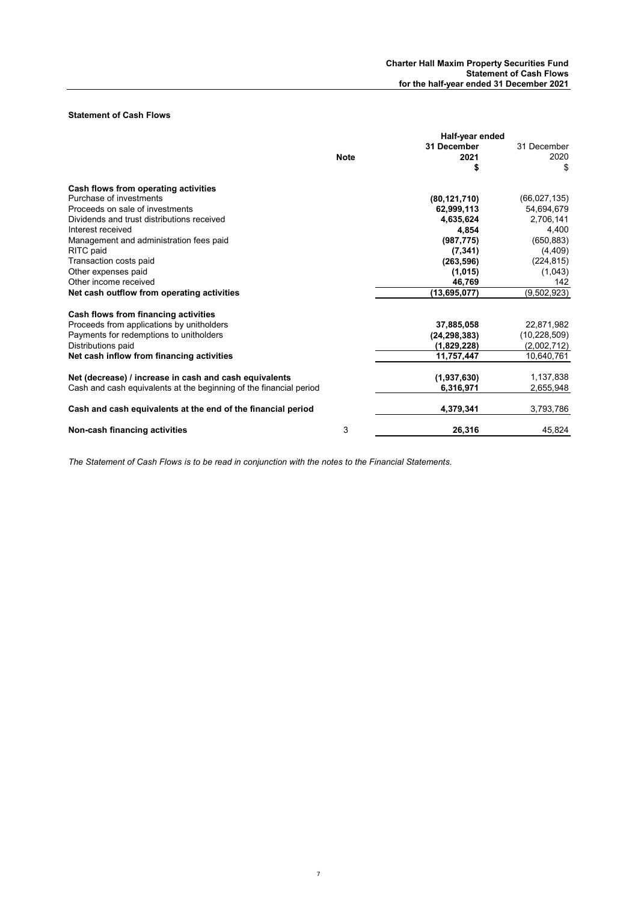**Charter Hall Maxim Property Securities Fund**
**Statement of Cash Flows**
**for the half-year ended 31 December 2021**

### Statement of Cash Flows

| | Note | Half-year ended 31 December 2021 $ | 31 December 2020 $ |
|---|---|---|---|
| **Cash flows from operating activities** | | | |
| Purchase of investments | | **(80,121,710)** | (66,027,135) |
| Proceeds on sale of investments | | **62,999,113** | 54,694,679 |
| Dividends and trust distributions received | | **4,635,624** | 2,706,141 |
| Interest received | | **4,854** | 4,400 |
| Management and administration fees paid | | **(987,775)** | (650,883) |
| RITC paid | | **(7,341)** | (4,409) |
| Transaction costs paid | | **(263,596)** | (224,815) |
| Other expenses paid | | **(1,015)** | (1,043) |
| Other income received | | **46,769** | 142 |
| **Net cash outflow from operating activities** | | **(13,695,077)** | (9,502,923) |
| **Cash flows from financing activities** | | | |
| Proceeds from applications by unitholders | | **37,885,058** | 22,871,982 |
| Payments for redemptions to unitholders | | **(24,298,383)** | (10,228,509) |
| Distributions paid | | **(1,829,228)** | (2,002,712) |
| **Net cash inflow from financing activities** | | **11,757,447** | 10,640,761 |
| **Net (decrease) / increase in cash and cash equivalents** | | **(1,937,630)** | 1,137,838 |
| Cash and cash equivalents at the beginning of the financial period | | **6,316,971** | 2,655,948 |
| **Cash and cash equivalents at the end of the financial period** | | **4,379,341** | 3,793,786 |
| **Non-cash financing activities** | 3 | **26,316** | 45,824 |

*The Statement of Cash Flows is to be read in conjunction with the notes to the Financial Statements.*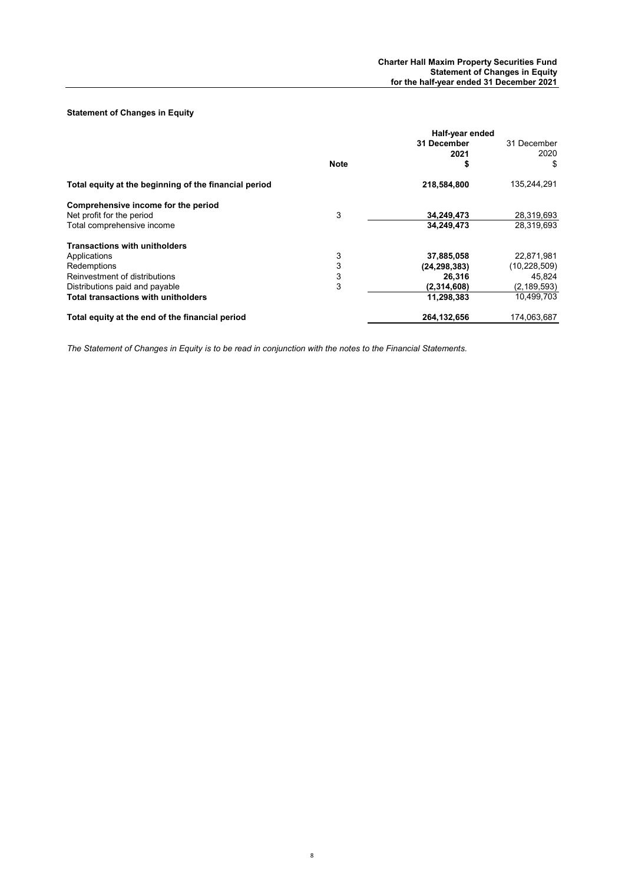## Statement of Changes in Equity

| | Note | Half-year ended 31 December 2021 $ | 31 December 2020 $ |
|---|---|---|---|
| **Total equity at the beginning of the financial period** | | **218,584,800** | 135,244,291 |
| **Comprehensive income for the period** | | | |
| Net profit for the period | 3 | **34,249,473** | 28,319,693 |
| Total comprehensive income | | **34,249,473** | 28,319,693 |
| **Transactions with unitholders** | | | |
| Applications | 3 | **37,885,058** | 22,871,981 |
| Redemptions | 3 | **(24,298,383)** | (10,228,509) |
| Reinvestment of distributions | 3 | **26,316** | 45,824 |
| Distributions paid and payable | 3 | **(2,314,608)** | (2,189,593) |
| **Total transactions with unitholders** | | **11,298,383** | 10,499,703 |
| **Total equity at the end of the financial period** | | **264,132,656** | 174,063,687 |

*The Statement of Changes in Equity is to be read in conjunction with the notes to the Financial Statements.*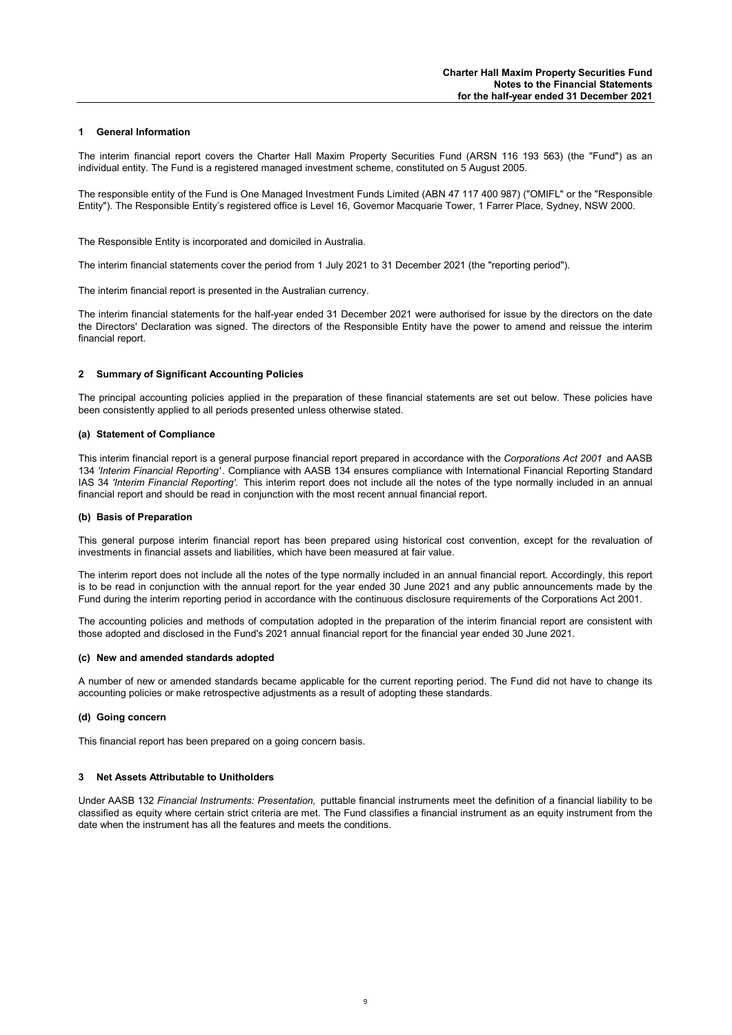## 1 General Information

The interim financial report covers the Charter Hall Maxim Property Securities Fund (ARSN 116 193 563) (the "Fund") as an individual entity. The Fund is a registered managed investment scheme, constituted on 5 August 2005.

The responsible entity of the Fund is One Managed Investment Funds Limited (ABN 47 117 400 987) ("OMIFL" or the "Responsible Entity"). The Responsible Entity's registered office is Level 16, Governor Macquarie Tower, 1 Farrer Place, Sydney, NSW 2000.

The Responsible Entity is incorporated and domiciled in Australia.

The interim financial statements cover the period from 1 July 2021 to 31 December 2021 (the "reporting period").

The interim financial report is presented in the Australian currency.

The interim financial statements for the half-year ended 31 December 2021 were authorised for issue by the directors on the date the Directors' Declaration was signed. The directors of the Responsible Entity have the power to amend and reissue the interim financial report.

## 2 Summary of Significant Accounting Policies

The principal accounting policies applied in the preparation of these financial statements are set out below. These policies have been consistently applied to all periods presented unless otherwise stated.

### (a) Statement of Compliance

This interim financial report is a general purpose financial report prepared in accordance with the *Corporations Act 2001* and AASB 134 *'Interim Financial Reporting'*. Compliance with AASB 134 ensures compliance with International Financial Reporting Standard IAS 34 *'Interim Financial Reporting'.* This interim report does not include all the notes of the type normally included in an annual financial report and should be read in conjunction with the most recent annual financial report.

### (b) Basis of Preparation

This general purpose interim financial report has been prepared using historical cost convention, except for the revaluation of investments in financial assets and liabilities, which have been measured at fair value.

The interim report does not include all the notes of the type normally included in an annual financial report. Accordingly, this report is to be read in conjunction with the annual report for the year ended 30 June 2021 and any public announcements made by the Fund during the interim reporting period in accordance with the continuous disclosure requirements of the Corporations Act 2001.

The accounting policies and methods of computation adopted in the preparation of the interim financial report are consistent with those adopted and disclosed in the Fund's 2021 annual financial report for the financial year ended 30 June 2021.

### (c) New and amended standards adopted

A number of new or amended standards became applicable for the current reporting period. The Fund did not have to change its accounting policies or make retrospective adjustments as a result of adopting these standards.

### (d) Going concern

This financial report has been prepared on a going concern basis.

## 3 Net Assets Attributable to Unitholders

Under AASB 132 *Financial Instruments: Presentation,* puttable financial instruments meet the definition of a financial liability to be classified as equity where certain strict criteria are met. The Fund classifies a financial instrument as an equity instrument from the date when the instrument has all the features and meets the conditions.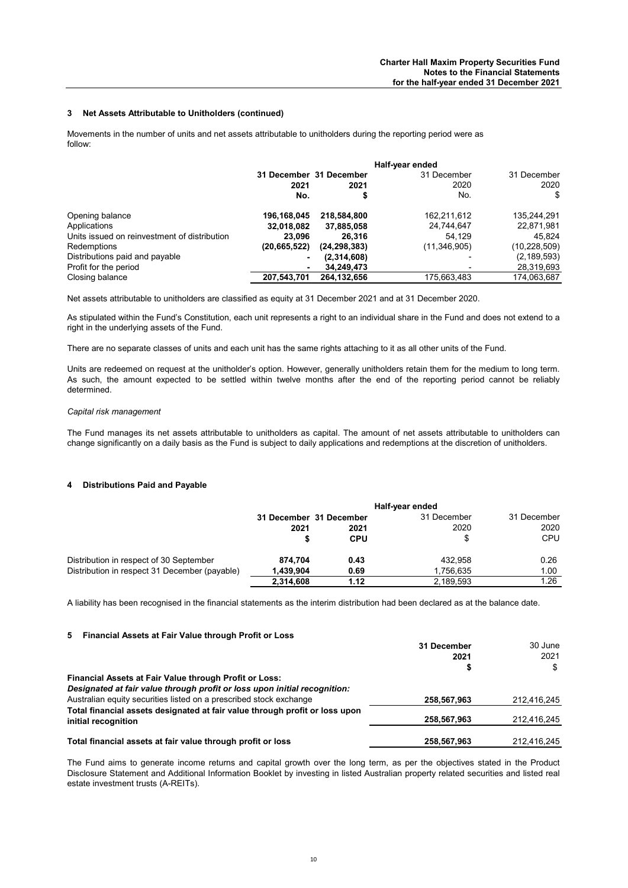## 3 Net Assets Attributable to Unitholders (continued)

Movements in the number of units and net assets attributable to unitholders during the reporting period were as follow:

| | Half-year ended | | | |
|---|---|---|---|---|
| | **31 December 2021 No.** | **31 December 2021 $** | 31 December 2020 No. | 31 December 2020 $ |
| Opening balance | **196,168,045** | **218,584,800** | 162,211,612 | 135,244,291 |
| Applications | **32,018,082** | **37,885,058** | 24,744,647 | 22,871,981 |
| Units issued on reinvestment of distribution | **23,096** | **26,316** | 54,129 | 45,824 |
| Redemptions | **(20,665,522)** | **(24,298,383)** | (11,346,905) | (10,228,509) |
| Distributions paid and payable | **-** | **(2,314,608)** | - | (2,189,593) |
| Profit for the period | **-** | **34,249,473** | - | 28,319,693 |
| Closing balance | **207,543,701** | **264,132,656** | 175,663,483 | 174,063,687 |

Net assets attributable to unitholders are classified as equity at 31 December 2021 and at 31 December 2020.

As stipulated within the Fund's Constitution, each unit represents a right to an individual share in the Fund and does not extend to a right in the underlying assets of the Fund.

There are no separate classes of units and each unit has the same rights attaching to it as all other units of the Fund.

Units are redeemed on request at the unitholder's option. However, generally unitholders retain them for the medium to long term. As such, the amount expected to be settled within twelve months after the end of the reporting period cannot be reliably determined.

*Capital risk management*

The Fund manages its net assets attributable to unitholders as capital. The amount of net assets attributable to unitholders can change significantly on a daily basis as the Fund is subject to daily applications and redemptions at the discretion of unitholders.

## 4 Distributions Paid and Payable

| | Half-year ended | | | |
|---|---|---|---|---|
| | **31 December 2021 $** | **31 December 2021 CPU** | 31 December 2020 $ | 31 December 2020 CPU |
| Distribution in respect of 30 September | **874,704** | **0.43** | 432,958 | 0.26 |
| Distribution in respect 31 December (payable) | **1,439,904** | **0.69** | 1,756,635 | 1.00 |
| | **2,314,608** | **1.12** | 2,189,593 | 1.26 |

A liability has been recognised in the financial statements as the interim distribution had been declared as at the balance date.

## 5 Financial Assets at Fair Value through Profit or Loss

| | **31 December 2021 $** | 30 June 2021 $ |
|---|---|---|
| **Financial Assets at Fair Value through Profit or Loss:** | | |
| ***Designated at fair value through profit or loss upon initial recognition:*** | | |
| Australian equity securities listed on a prescribed stock exchange | **258,567,963** | 212,416,245 |
| **Total financial assets designated at fair value through profit or loss upon initial recognition** | **258,567,963** | 212,416,245 |
| **Total financial assets at fair value through profit or loss** | **258,567,963** | 212,416,245 |

The Fund aims to generate income returns and capital growth over the long term, as per the objectives stated in the Product Disclosure Statement and Additional Information Booklet by investing in listed Australian property related securities and listed real estate investment trusts (A-REITs).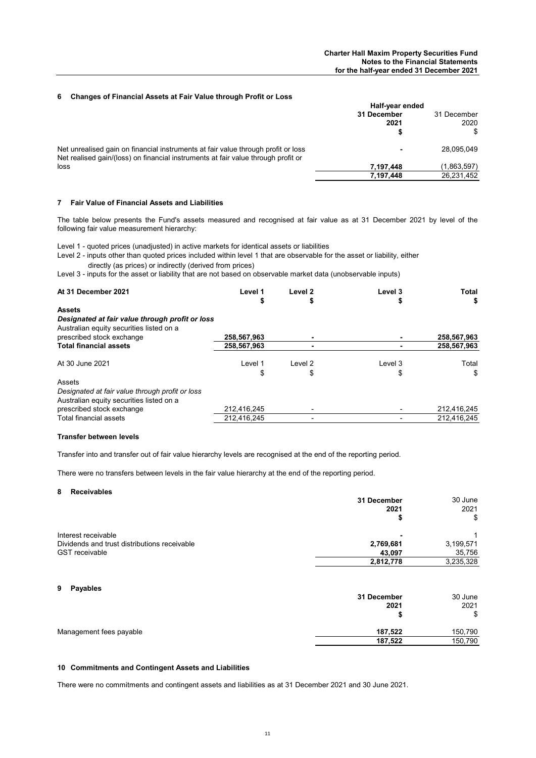## 6 Changes of Financial Assets at Fair Value through Profit or Loss

| | Half-year ended 31 December 2021 $ | 31 December 2020 $ |
|---|---|---|
| Net unrealised gain on financial instruments at fair value through profit or loss | - | 28,095,049 |
| Net realised gain/(loss) on financial instruments at fair value through profit or loss | 7,197,448 | (1,863,597) |
| | **7,197,448** | 26,231,452 |

## 7 Fair Value of Financial Assets and Liabilities

The table below presents the Fund's assets measured and recognised at fair value as at 31 December 2021 by level of the following fair value measurement hierarchy:

Level 1 - quoted prices (unadjusted) in active markets for identical assets or liabilities
Level 2 - inputs other than quoted prices included within level 1 that are observable for the asset or liability, either directly (as prices) or indirectly (derived from prices)
Level 3 - inputs for the asset or liability that are not based on observable market data (unobservable inputs)

| **At 31 December 2021** | **Level 1 $** | **Level 2 $** | **Level 3 $** | **Total $** |
|---|---|---|---|---|
| **Assets** | | | | |
| ***Designated at fair value through profit or loss*** | | | | |
| Australian equity securities listed on a prescribed stock exchange | **258,567,963** | **-** | **-** | **258,567,963** |
| **Total financial assets** | **258,567,963** | **-** | **-** | **258,567,963** |

| At 30 June 2021 | Level 1 $ | Level 2 $ | Level 3 $ | Total $ |
|---|---|---|---|---|
| Assets | | | | |
| *Designated at fair value through profit or loss* | | | | |
| Australian equity securities listed on a prescribed stock exchange | 212,416,245 | - | - | 212,416,245 |
| Total financial assets | 212,416,245 | - | - | 212,416,245 |

### Transfer between levels

Transfer into and transfer out of fair value hierarchy levels are recognised at the end of the reporting period.

There were no transfers between levels in the fair value hierarchy at the end of the reporting period.

## 8 Receivables

| | 31 December 2021 $ | 30 June 2021 $ |
|---|---|---|
| Interest receivable | - | 1 |
| Dividends and trust distributions receivable | **2,769,681** | 3,199,571 |
| GST receivable | **43,097** | 35,756 |
| | **2,812,778** | 3,235,328 |

## 9 Payables

| | 31 December 2021 $ | 30 June 2021 $ |
|---|---|---|
| Management fees payable | **187,522** | 150,790 |
| | **187,522** | 150,790 |

## 10 Commitments and Contingent Assets and Liabilities

There were no commitments and contingent assets and liabilities as at 31 December 2021 and 30 June 2021.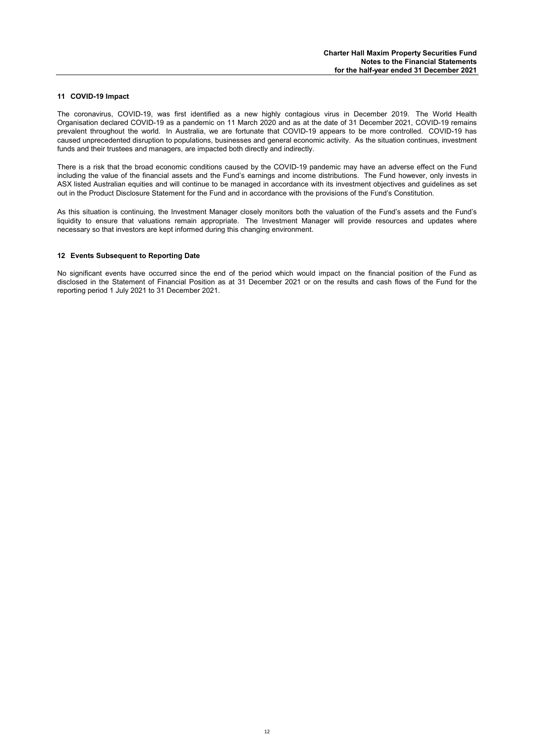## 11 COVID-19 Impact

The coronavirus, COVID-19, was first identified as a new highly contagious virus in December 2019. The World Health Organisation declared COVID-19 as a pandemic on 11 March 2020 and as at the date of 31 December 2021, COVID-19 remains prevalent throughout the world. In Australia, we are fortunate that COVID-19 appears to be more controlled. COVID-19 has caused unprecedented disruption to populations, businesses and general economic activity. As the situation continues, investment funds and their trustees and managers, are impacted both directly and indirectly.

There is a risk that the broad economic conditions caused by the COVID-19 pandemic may have an adverse effect on the Fund including the value of the financial assets and the Fund's earnings and income distributions. The Fund however, only invests in ASX listed Australian equities and will continue to be managed in accordance with its investment objectives and guidelines as set out in the Product Disclosure Statement for the Fund and in accordance with the provisions of the Fund's Constitution.

As this situation is continuing, the Investment Manager closely monitors both the valuation of the Fund's assets and the Fund's liquidity to ensure that valuations remain appropriate. The Investment Manager will provide resources and updates where necessary so that investors are kept informed during this changing environment.

## 12 Events Subsequent to Reporting Date

No significant events have occurred since the end of the period which would impact on the financial position of the Fund as disclosed in the Statement of Financial Position as at 31 December 2021 or on the results and cash flows of the Fund for the reporting period 1 July 2021 to 31 December 2021.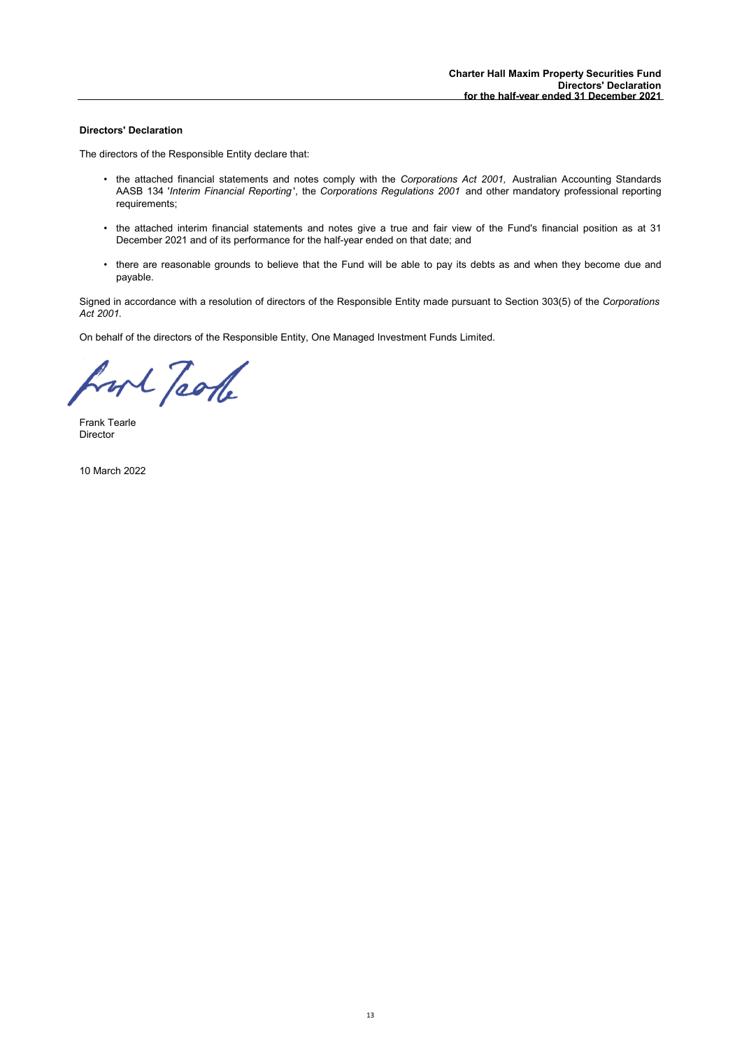## Directors' Declaration

The directors of the Responsible Entity declare that:

- the attached financial statements and notes comply with the *Corporations Act 2001,* Australian Accounting Standards AASB 134 '*Interim Financial Reporting*', the *Corporations Regulations 2001* and other mandatory professional reporting requirements;

- the attached interim financial statements and notes give a true and fair view of the Fund's financial position as at 31 December 2021 and of its performance for the half-year ended on that date; and

- there are reasonable grounds to believe that the Fund will be able to pay its debts as and when they become due and payable.

Signed in accordance with a resolution of directors of the Responsible Entity made pursuant to Section 303(5) of the *Corporations Act 2001*.

On behalf of the directors of the Responsible Entity, One Managed Investment Funds Limited.

Frank Tearle
Director

10 March 2022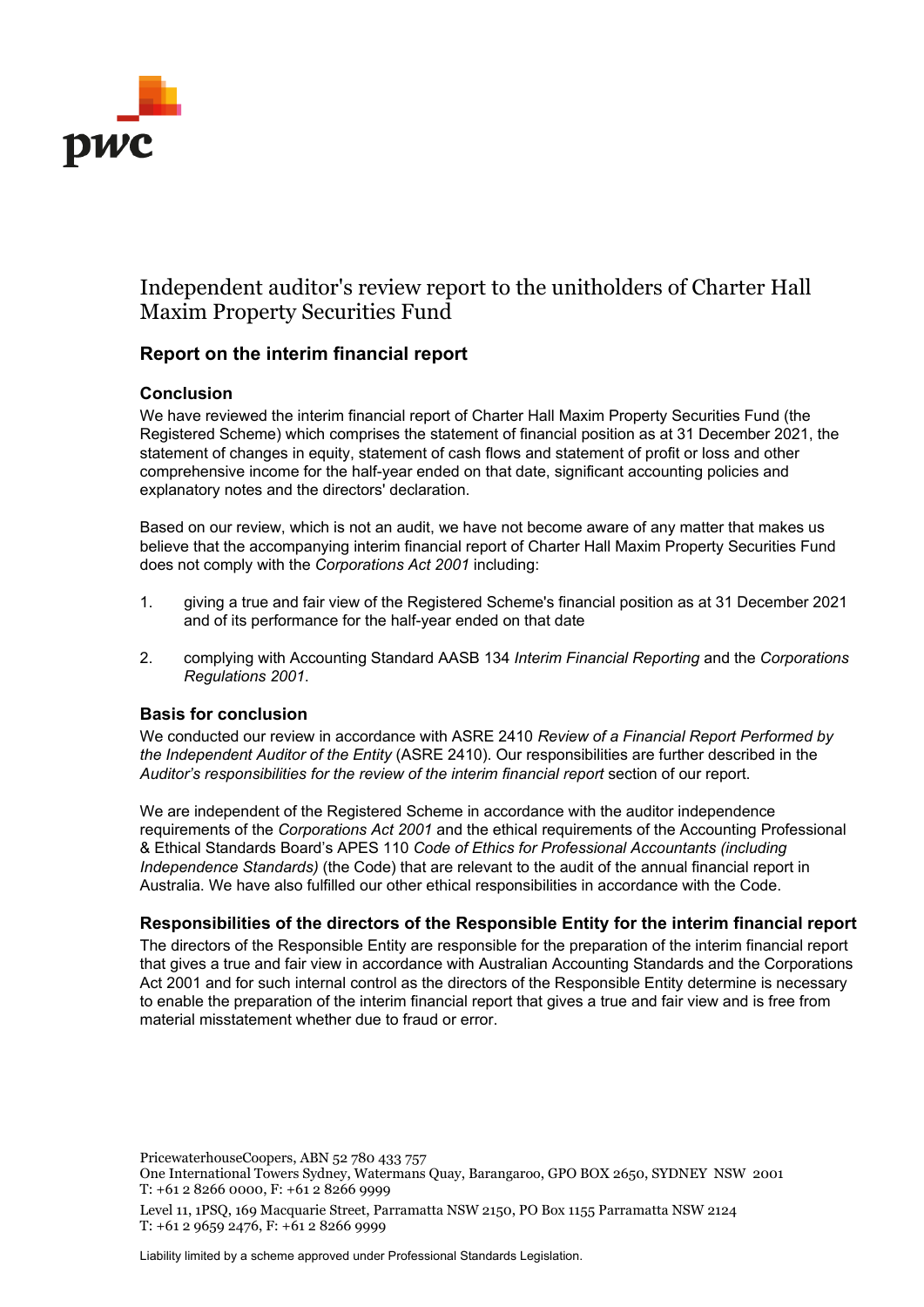# Independent auditor's review report to the unitholders of Charter Hall Maxim Property Securities Fund

## Report on the interim financial report

### Conclusion

We have reviewed the interim financial report of Charter Hall Maxim Property Securities Fund (the Registered Scheme) which comprises the statement of financial position as at 31 December 2021, the statement of changes in equity, statement of cash flows and statement of profit or loss and other comprehensive income for the half-year ended on that date, significant accounting policies and explanatory notes and the directors' declaration.

Based on our review, which is not an audit, we have not become aware of any matter that makes us believe that the accompanying interim financial report of Charter Hall Maxim Property Securities Fund does not comply with the *Corporations Act 2001* including:

1. giving a true and fair view of the Registered Scheme's financial position as at 31 December 2021 and of its performance for the half-year ended on that date
2. complying with Accounting Standard AASB 134 *Interim Financial Reporting* and the *Corporations Regulations 2001*.

### Basis for conclusion

We conducted our review in accordance with ASRE 2410 *Review of a Financial Report Performed by the Independent Auditor of the Entity* (ASRE 2410). Our responsibilities are further described in the *Auditor's responsibilities for the review of the interim financial report* section of our report.

We are independent of the Registered Scheme in accordance with the auditor independence requirements of the *Corporations Act 2001* and the ethical requirements of the Accounting Professional & Ethical Standards Board's APES 110 *Code of Ethics for Professional Accountants (including Independence Standards)* (the Code) that are relevant to the audit of the annual financial report in Australia. We have also fulfilled our other ethical responsibilities in accordance with the Code.

### Responsibilities of the directors of the Responsible Entity for the interim financial report

The directors of the Responsible Entity are responsible for the preparation of the interim financial report that gives a true and fair view in accordance with Australian Accounting Standards and the Corporations Act 2001 and for such internal control as the directors of the Responsible Entity determine is necessary to enable the preparation of the interim financial report that gives a true and fair view and is free from material misstatement whether due to fraud or error.

PricewaterhouseCoopers, ABN 52 780 433 757
One International Towers Sydney, Watermans Quay, Barangaroo, GPO BOX 2650, SYDNEY NSW 2001
T: +61 2 8266 0000, F: +61 2 8266 9999

Level 11, 1PSQ, 169 Macquarie Street, Parramatta NSW 2150, PO Box 1155 Parramatta NSW 2124
T: +61 2 9659 2476, F: +61 2 8266 9999

Liability limited by a scheme approved under Professional Standards Legislation.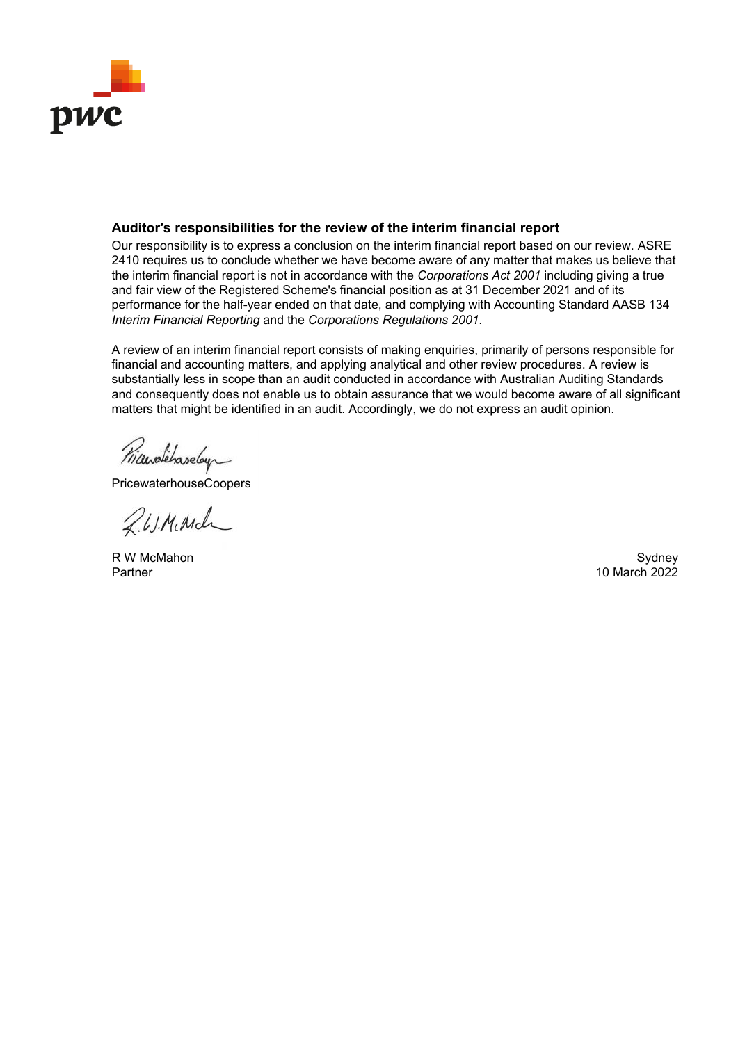## Auditor's responsibilities for the review of the interim financial report

Our responsibility is to express a conclusion on the interim financial report based on our review. ASRE 2410 requires us to conclude whether we have become aware of any matter that makes us believe that the interim financial report is not in accordance with the *Corporations Act 2001* including giving a true and fair view of the Registered Scheme's financial position as at 31 December 2021 and of its performance for the half-year ended on that date, and complying with Accounting Standard AASB 134 *Interim Financial Reporting* and the *Corporations Regulations 2001*.

A review of an interim financial report consists of making enquiries, primarily of persons responsible for financial and accounting matters, and applying analytical and other review procedures. A review is substantially less in scope than an audit conducted in accordance with Australian Auditing Standards and consequently does not enable us to obtain assurance that we would become aware of all significant matters that might be identified in an audit. Accordingly, we do not express an audit opinion.

PricewaterhouseCoopers

R W McMahon
Partner

Sydney
10 March 2022